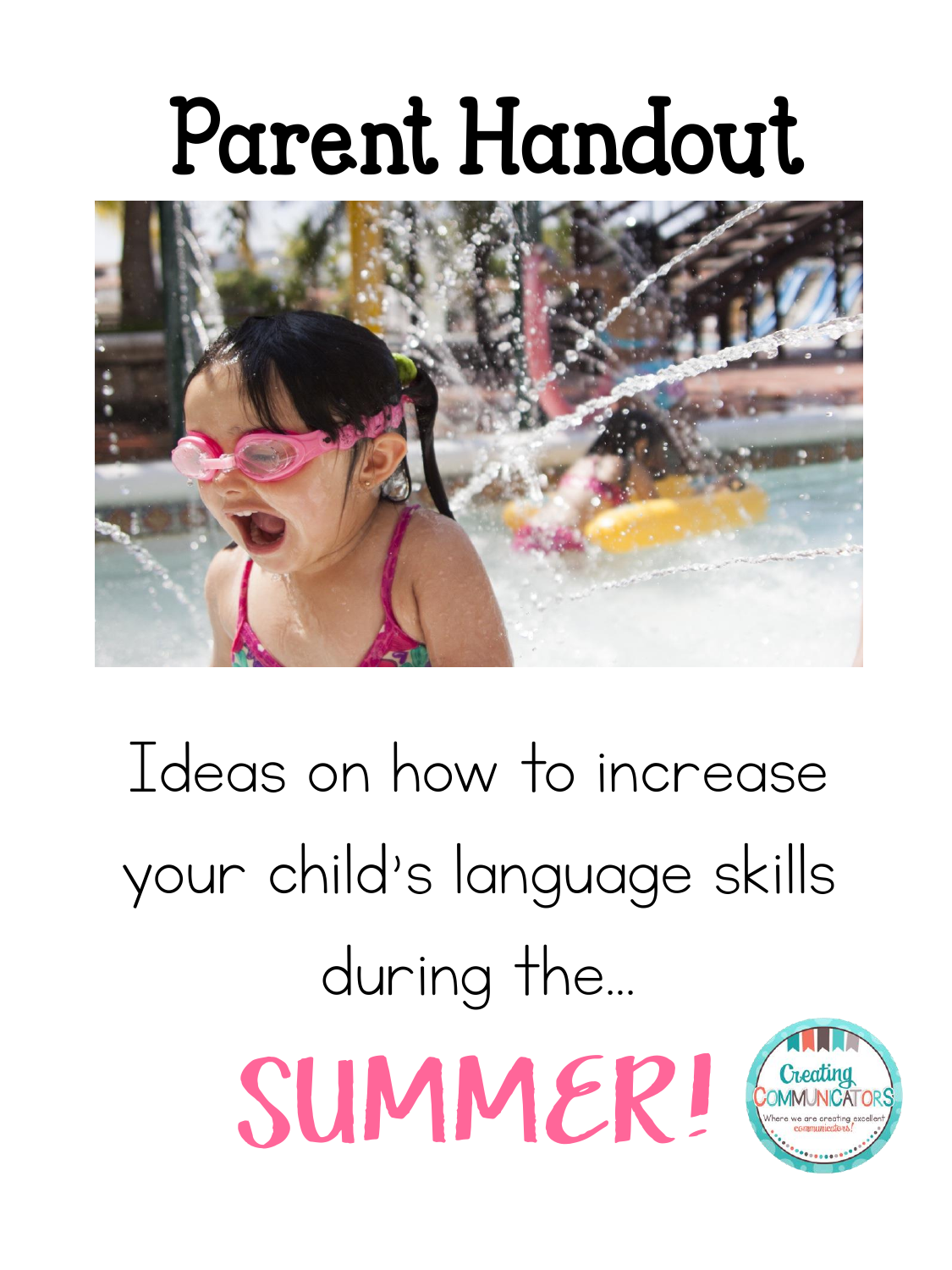# Parent Handout

Ideas on how to increase your child's language skills during the...

## SUMMER!

Creating COMMUNICATORS
Where we are creating excellent communicators!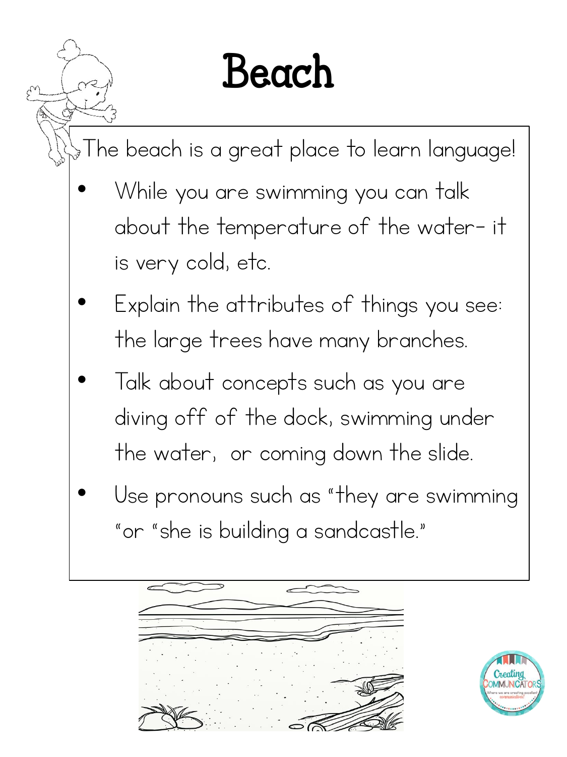# Beach

The beach is a great place to learn language!

- While you are swimming you can talk about the temperature of the water- it is very cold, etc.
- Explain the attributes of things you see: the large trees have many branches.
- Talk about concepts such as you are diving off of the dock, swimming under the water, or coming down the slide.
- Use pronouns such as "they are swimming "or "she is building a sandcastle."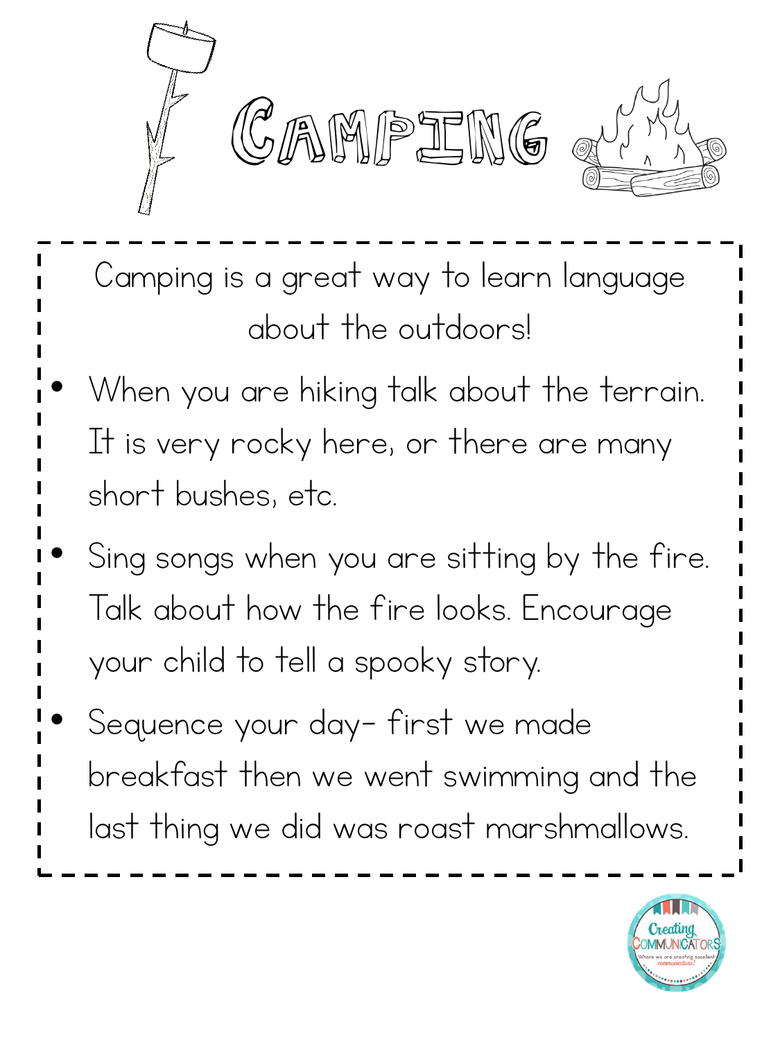# Camping

Camping is a great way to learn language about the outdoors!

- When you are hiking talk about the terrain. It is very rocky here, or there are many short bushes, etc.
- Sing songs when you are sitting by the fire. Talk about how the fire looks. Encourage your child to tell a spooky story.
- Sequence your day- first we made breakfast then we went swimming and the last thing we did was roast marshmallows.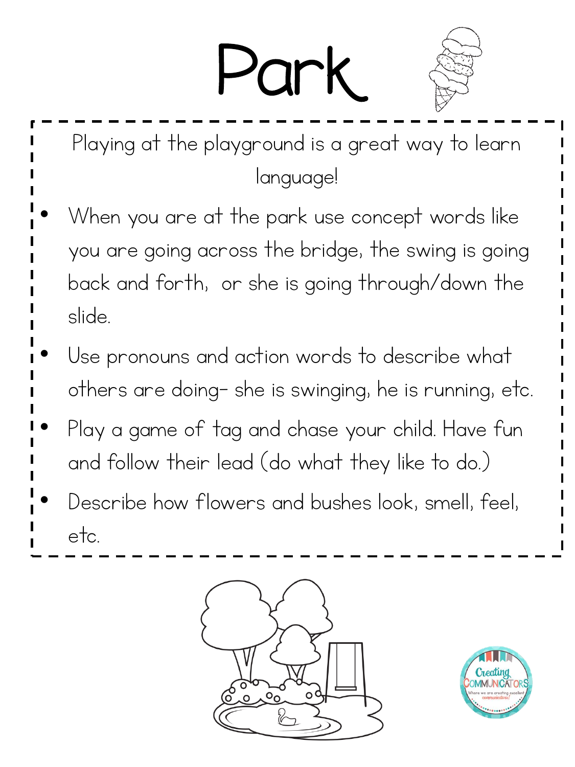# Park

Playing at the playground is a great way to learn language!

- When you are at the park use concept words like you are going across the bridge, the swing is going back and forth, or she is going through/down the slide.
- Use pronouns and action words to describe what others are doing- she is swinging, he is running, etc.
- Play a game of tag and chase your child. Have fun and follow their lead (do what they like to do.)
- Describe how flowers and bushes look, smell, feel, etc.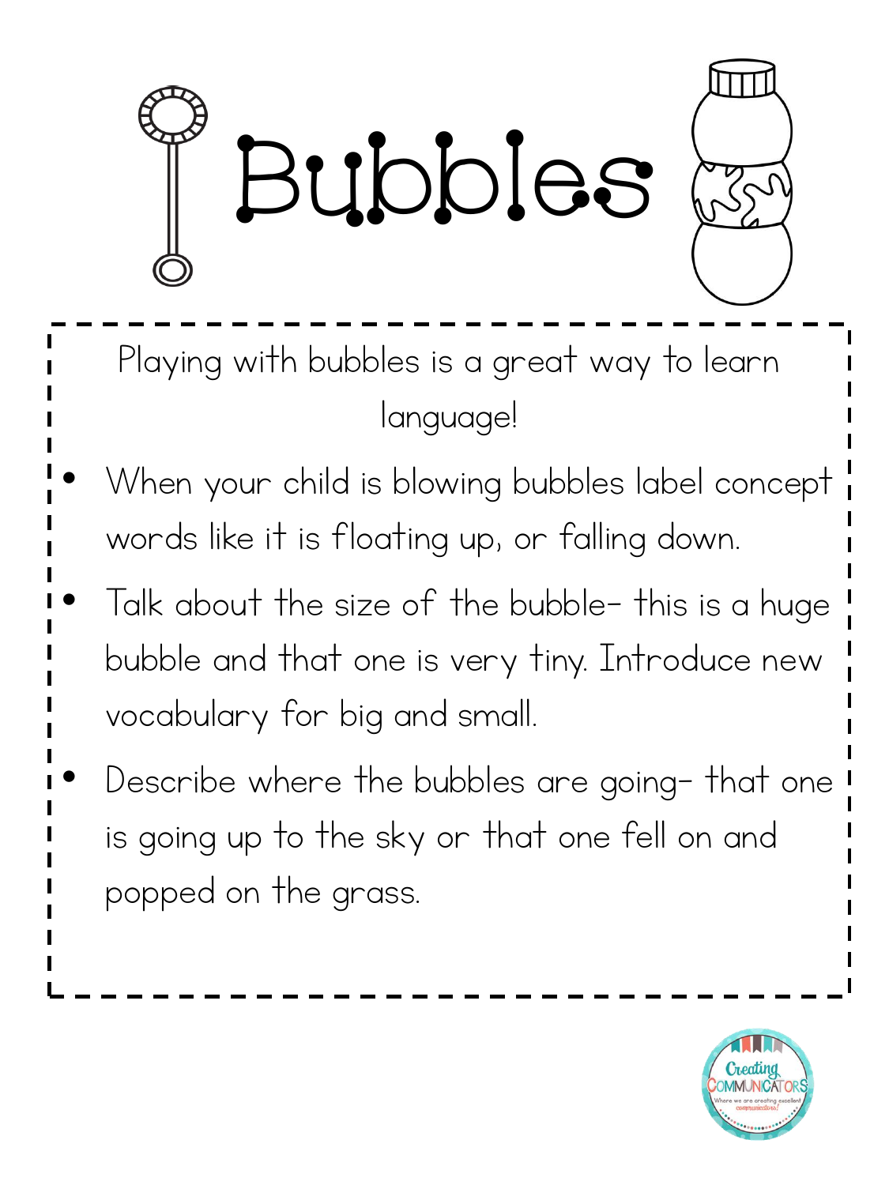# Bubbles

Playing with bubbles is a great way to learn language!

- When your child is blowing bubbles label concept words like it is floating up, or falling down.
- Talk about the size of the bubble- this is a huge bubble and that one is very tiny. Introduce new vocabulary for big and small.
- Describe where the bubbles are going- that one is going up to the sky or that one fell on and popped on the grass.

Creating Communicators
Where we are creating excellent communicators!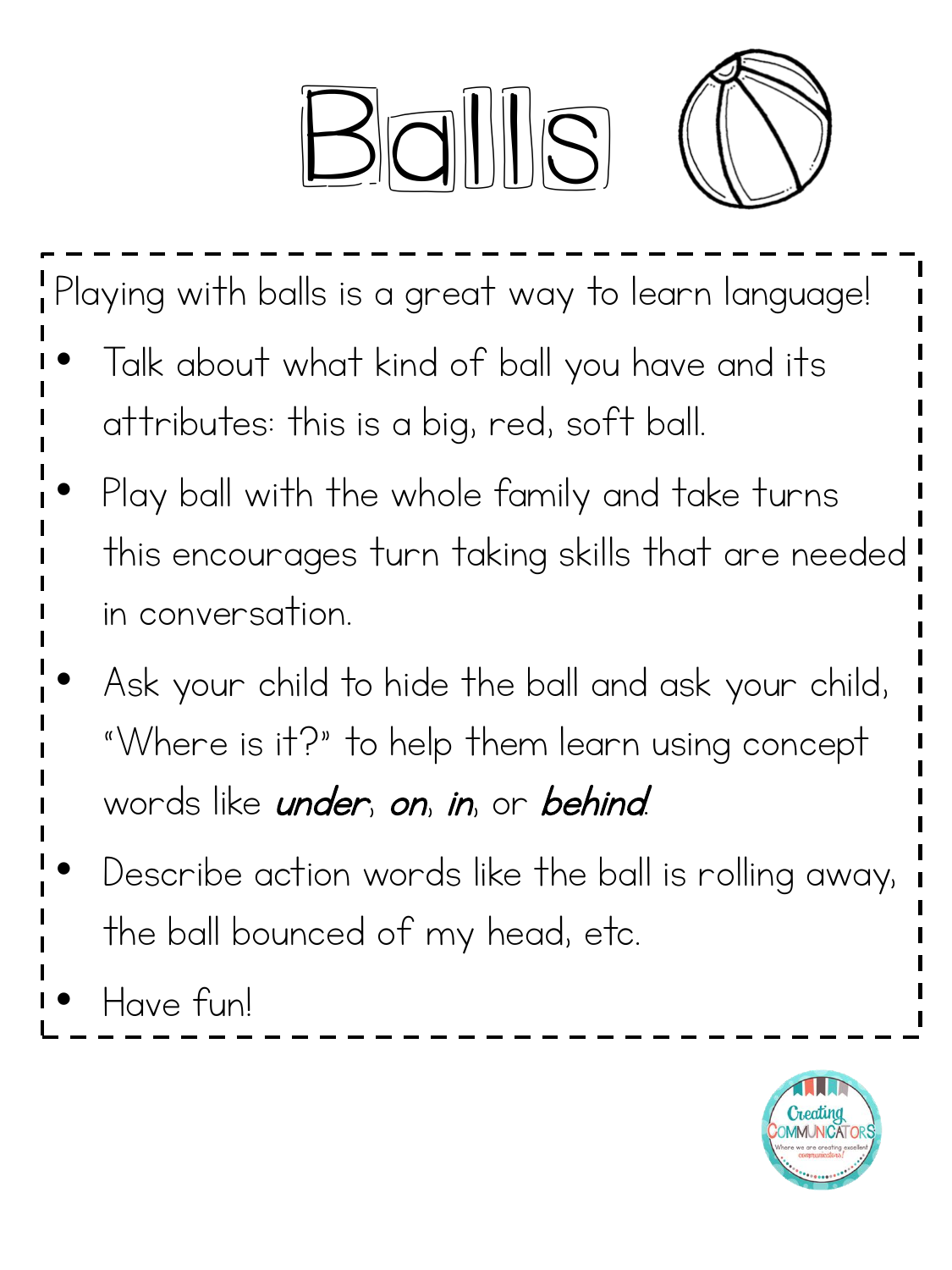# Balls

Playing with balls is a great way to learn language!

- Talk about what kind of ball you have and its attributes: this is a big, red, soft ball.
- Play ball with the whole family and take turns this encourages turn taking skills that are needed in conversation.
- Ask your child to hide the ball and ask your child, "Where is it?" to help them learn using concept words like ***under***, ***on***, ***in***, or ***behind***.
- Describe action words like the ball is rolling away, the ball bounced of my head, etc.
- Have fun!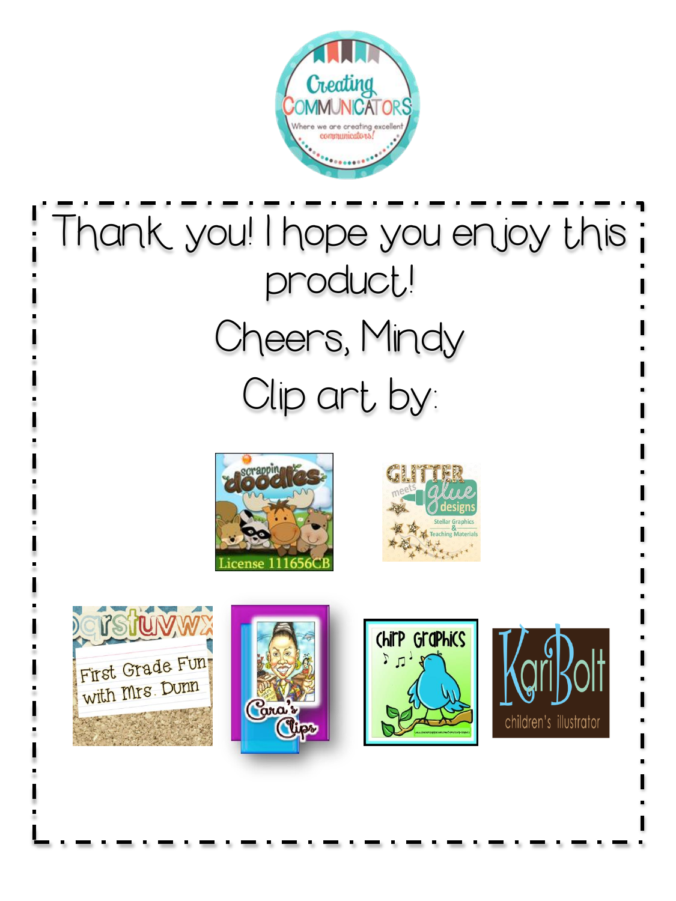Thank you! I hope you enjoy this product!

Cheers, Mindy

Clip art by: